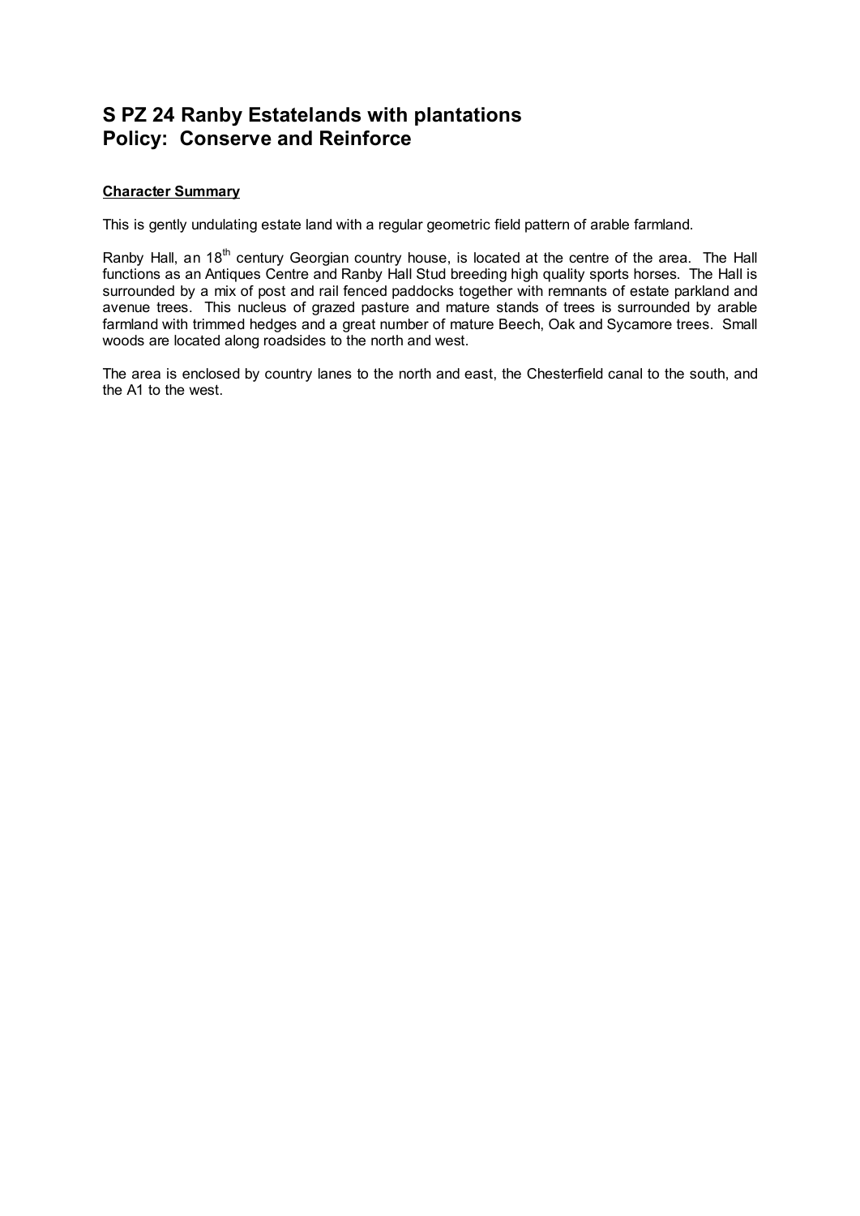# S PZ 24 Ranby Estatelands with plantations
# Policy: Conserve and Reinforce

**Character Summary**

This is gently undulating estate land with a regular geometric field pattern of arable farmland.

Ranby Hall, an 18th century Georgian country house, is located at the centre of the area. The Hall functions as an Antiques Centre and Ranby Hall Stud breeding high quality sports horses. The Hall is surrounded by a mix of post and rail fenced paddocks together with remnants of estate parkland and avenue trees. This nucleus of grazed pasture and mature stands of trees is surrounded by arable farmland with trimmed hedges and a great number of mature Beech, Oak and Sycamore trees. Small woods are located along roadsides to the north and west.

The area is enclosed by country lanes to the north and east, the Chesterfield canal to the south, and the A1 to the west.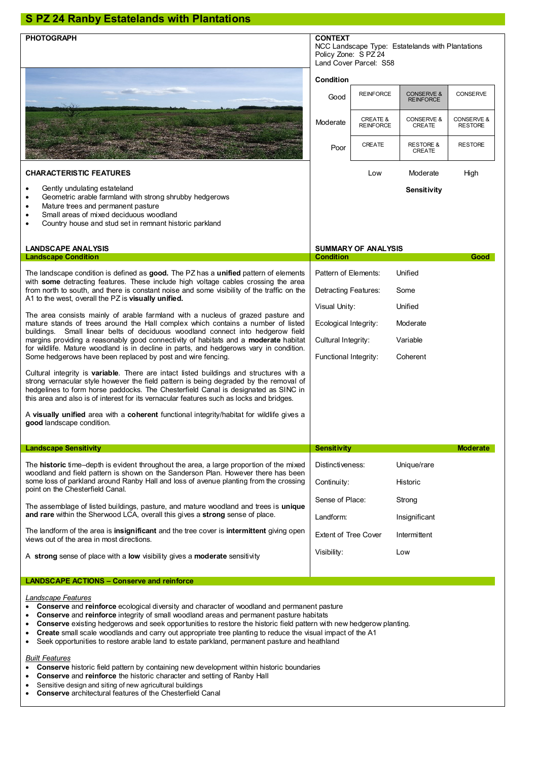# S PZ 24 Ranby Estatelands with Plantations

**PHOTOGRAPH**

**CONTEXT**

NCC Landscape Type: Estatelands with Plantations
Policy Zone: S PZ 24
Land Cover Parcel: S58

**Condition**

| | | | |
|---|---|---|---|
| Good | REINFORCE | CONSERVE & REINFORCE | CONSERVE |
| Moderate | CREATE & REINFORCE | CONSERVE & CREATE | CONSERVE & RESTORE |
| Poor | CREATE | RESTORE & CREATE | RESTORE |
| | Low | Moderate | High |

**Sensitivity**

**CHARACTERISTIC FEATURES**

- Gently undulating estateland
- Geometric arable farmland with strong shrubby hedgerows
- Mature trees and permanent pasture
- Small areas of mixed deciduous woodland
- Country house and stud set in remnant historic parkland

## LANDSCAPE ANALYSIS

### Landscape Condition

The landscape condition is defined as **good.** The PZ has a **unified** pattern of elements with **some** detracting features. These include high voltage cables crossing the area from north to south, and there is constant noise and some visibility of the traffic on the A1 to the west, overall the PZ is **visually unified.**

The area consists mainly of arable farmland with a nucleus of grazed pasture and mature stands of trees around the Hall complex which contains a number of listed buildings. Small linear belts of deciduous woodland connect into hedgerow field margins providing a reasonably good connectivity of habitats and a **moderate** habitat for wildlife. Mature woodland is in decline in parts, and hedgerows vary in condition. Some hedgerows have been replaced by post and wire fencing.

Cultural integrity is **variable**. There are intact listed buildings and structures with a strong vernacular style however the field pattern is being degraded by the removal of hedgelines to form horse paddocks. The Chesterfield Canal is designated as SINC in this area and also is of interest for its vernacular features such as locks and bridges.

A **visually unified** area with a **coherent** functional integrity/habitat for wildlife gives a **good** landscape condition.

## SUMMARY OF ANALYSIS

| Condition | Good |
|---|---|
| Pattern of Elements: | Unified |
| Detracting Features: | Some |
| Visual Unity: | Unified |
| Ecological Integrity: | Moderate |
| Cultural Integrity: | Variable |
| Functional Integrity: | Coherent |

### Landscape Sensitivity

The **historic** time–depth is evident throughout the area, a large proportion of the mixed woodland and field pattern is shown on the Sanderson Plan. However there has been some loss of parkland around Ranby Hall and loss of avenue planting from the crossing point on the Chesterfield Canal.

The assemblage of listed buildings, pasture, and mature woodland and trees is **unique and rare** within the Sherwood LCA, overall this gives a **strong** sense of place.

The landform of the area is **insignificant** and the tree cover is **intermittent** giving open views out of the area in most directions.

A **strong** sense of place with a **low** visibility gives a **moderate** sensitivity

| Sensitivity | Moderate |
|---|---|
| Distinctiveness: | Unique/rare |
| Continuity: | Historic |
| Sense of Place: | Strong |
| Landform: | Insignificant |
| Extent of Tree Cover | Intermittent |
| Visibility: | Low |

## LANDSCAPE ACTIONS – Conserve and reinforce

*Landscape Features*

- **Conserve** and **reinforce** ecological diversity and character of woodland and permanent pasture
- **Conserve** and **reinforce** integrity of small woodland areas and permanent pasture habitats
- **Conserve** existing hedgerows and seek opportunities to restore the historic field pattern with new hedgerow planting.
- **Create** small scale woodlands and carry out appropriate tree planting to reduce the visual impact of the A1
- Seek opportunities to restore arable land to estate parkland, permanent pasture and heathland

*Built Features*

- **Conserve** historic field pattern by containing new development within historic boundaries
- **Conserve** and **reinforce** the historic character and setting of Ranby Hall
- Sensitive design and siting of new agricultural buildings
- **Conserve** architectural features of the Chesterfield Canal